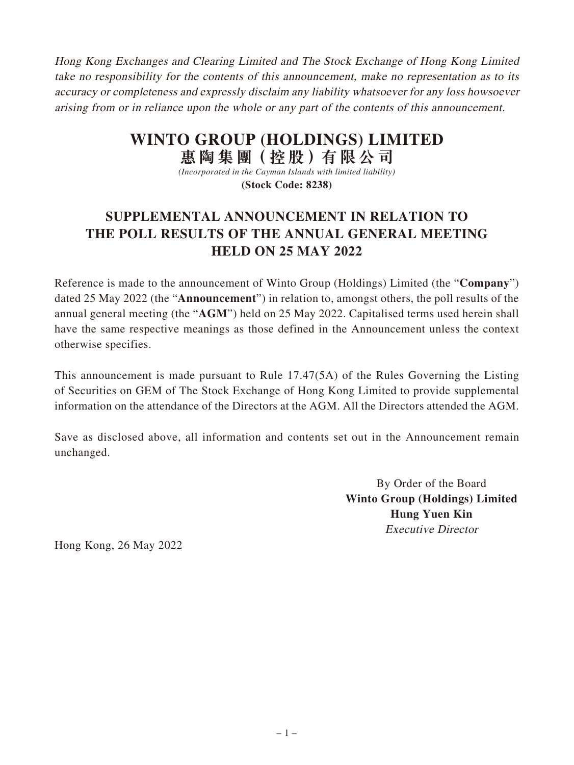*Hong Kong Exchanges and Clearing Limited and The Stock Exchange of Hong Kong Limited take no responsibility for the contents of this announcement, make no representation as to its accuracy or completeness and expressly disclaim any liability whatsoever for any loss howsoever arising from or in reliance upon the whole or any part of the contents of this announcement.*

# WINTO GROUP (HOLDINGS) LIMITED
# 惠陶集團(控股)有限公司

*(Incorporated in the Cayman Islands with limited liability)*

**(Stock Code: 8238)**

## SUPPLEMENTAL ANNOUNCEMENT IN RELATION TO THE POLL RESULTS OF THE ANNUAL GENERAL MEETING HELD ON 25 MAY 2022

Reference is made to the announcement of Winto Group (Holdings) Limited (the "**Company**") dated 25 May 2022 (the "**Announcement**") in relation to, amongst others, the poll results of the annual general meeting (the "**AGM**") held on 25 May 2022. Capitalised terms used herein shall have the same respective meanings as those defined in the Announcement unless the context otherwise specifies.

This announcement is made pursuant to Rule 17.47(5A) of the Rules Governing the Listing of Securities on GEM of The Stock Exchange of Hong Kong Limited to provide supplemental information on the attendance of the Directors at the AGM. All the Directors attended the AGM.

Save as disclosed above, all information and contents set out in the Announcement remain unchanged.

By Order of the Board
**Winto Group (Holdings) Limited**
**Hung Yuen Kin**
*Executive Director*

Hong Kong, 26 May 2022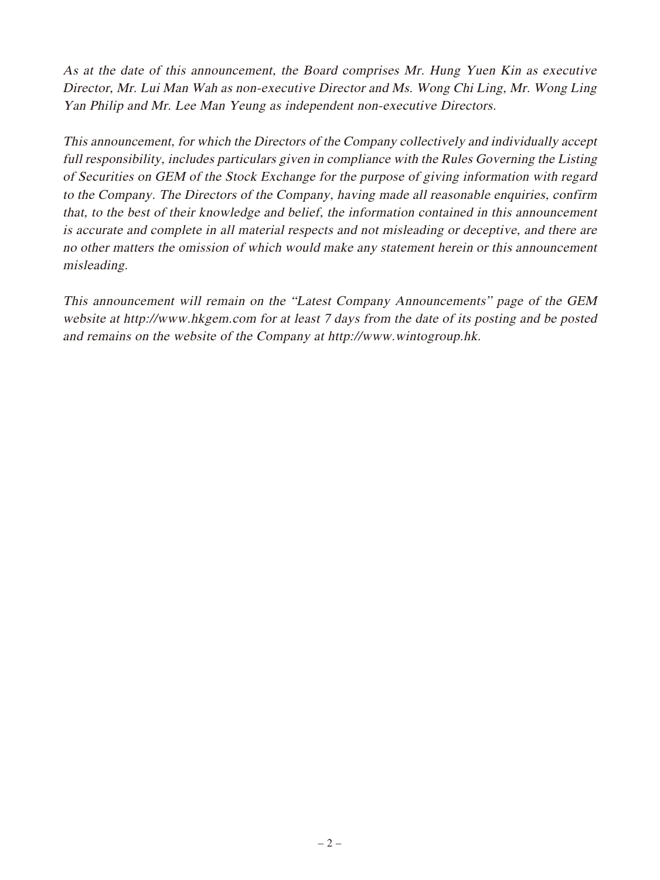*As at the date of this announcement, the Board comprises Mr. Hung Yuen Kin as executive Director, Mr. Lui Man Wah as non-executive Director and Ms. Wong Chi Ling, Mr. Wong Ling Yan Philip and Mr. Lee Man Yeung as independent non-executive Directors.*

*This announcement, for which the Directors of the Company collectively and individually accept full responsibility, includes particulars given in compliance with the Rules Governing the Listing of Securities on GEM of the Stock Exchange for the purpose of giving information with regard to the Company. The Directors of the Company, having made all reasonable enquiries, confirm that, to the best of their knowledge and belief, the information contained in this announcement is accurate and complete in all material respects and not misleading or deceptive, and there are no other matters the omission of which would make any statement herein or this announcement misleading.*

*This announcement will remain on the "Latest Company Announcements" page of the GEM website at http://www.hkgem.com for at least 7 days from the date of its posting and be posted and remains on the website of the Company at http://www.wintogroup.hk.*